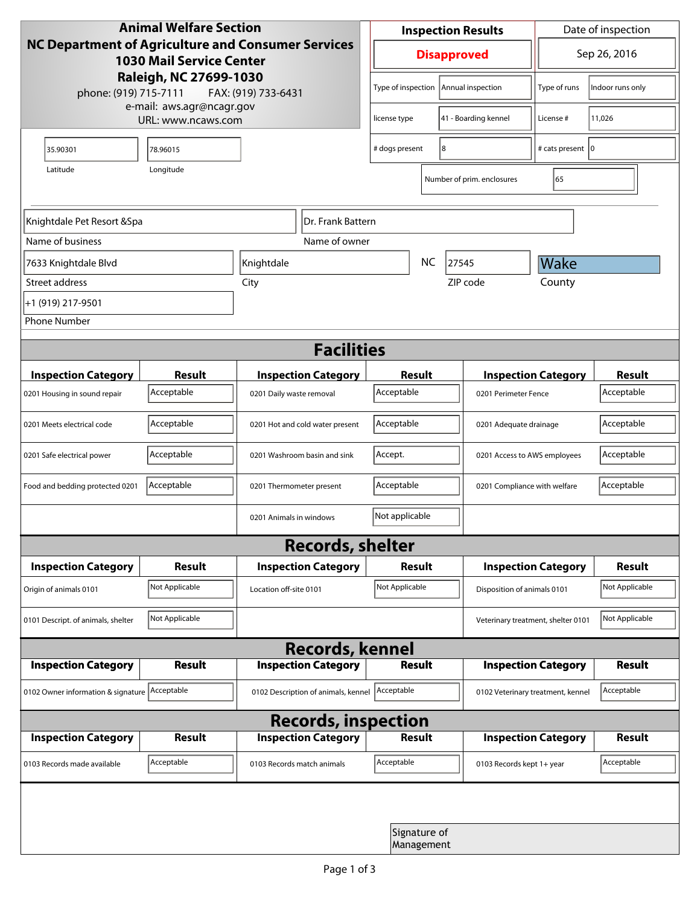**Animal Welfare Section**
**NC Department of Agriculture and Consumer Services**
**1030 Mail Service Center**
**Raleigh, NC 27699-1030**
phone: (919) 715-7111 FAX: (919) 733-6431
e-mail: aws.agr@ncagr.gov
URL: www.ncaws.com

| Inspection Results | Date of inspection |
|---|---|
| **Disapproved** | Sep 26, 2016 |

| Type of inspection | Annual inspection | Type of runs | Indoor runs only |
|---|---|---|---|
| license type | 41 - Boarding kennel | License # | 11,026 |
| # dogs present | 8 | # cats present | 0 |
| Number of prim. enclosures | 65 | | |

| Latitude | Longitude |
|---|---|
| 35.90301 | 78.96015 |

| Field | Value |
|---|---|
| Name of business | Knightdale Pet Resort &Spa |
| Name of owner | Dr. Frank Battern |
| Street address | 7633 Knightdale Blvd |
| City | Knightdale |
| State | NC |
| ZIP code | 27545 |
| County | Wake |
| Phone Number | +1 (919) 217-9501 |

## Facilities

| Inspection Category | Result | Inspection Category | Result | Inspection Category | Result |
|---|---|---|---|---|---|
| 0201 Housing in sound repair | Acceptable | 0201 Daily waste removal | Acceptable | 0201 Perimeter Fence | Acceptable |
| 0201 Meets electrical code | Acceptable | 0201 Hot and cold water present | Acceptable | 0201 Adequate drainage | Acceptable |
| 0201 Safe electrical power | Acceptable | 0201 Washroom basin and sink | Accept. | 0201 Access to AWS employees | Acceptable |
| Food and bedding protected 0201 | Acceptable | 0201 Thermometer present | Acceptable | 0201 Compliance with welfare | Acceptable |
| | | 0201 Animals in windows | Not applicable | | |

## Records, shelter

| Inspection Category | Result | Inspection Category | Result | Inspection Category | Result |
|---|---|---|---|---|---|
| Origin of animals 0101 | Not Applicable | Location off-site 0101 | Not Applicable | Disposition of animals 0101 | Not Applicable |
| 0101 Descript. of animals, shelter | Not Applicable | | | Veterinary treatment, shelter 0101 | Not Applicable |

## Records, kennel

| Inspection Category | Result | Inspection Category | Result | Inspection Category | Result |
|---|---|---|---|---|---|
| 0102 Owner information & signature | Acceptable | 0102 Description of animals, kennel | Acceptable | 0102 Veterinary treatment, kennel | Acceptable |

## Records, inspection

| Inspection Category | Result | Inspection Category | Result | Inspection Category | Result |
|---|---|---|---|---|---|
| 0103 Records made available | Acceptable | 0103 Records match animals | Acceptable | 0103 Records kept 1+ year | Acceptable |

Signature of Management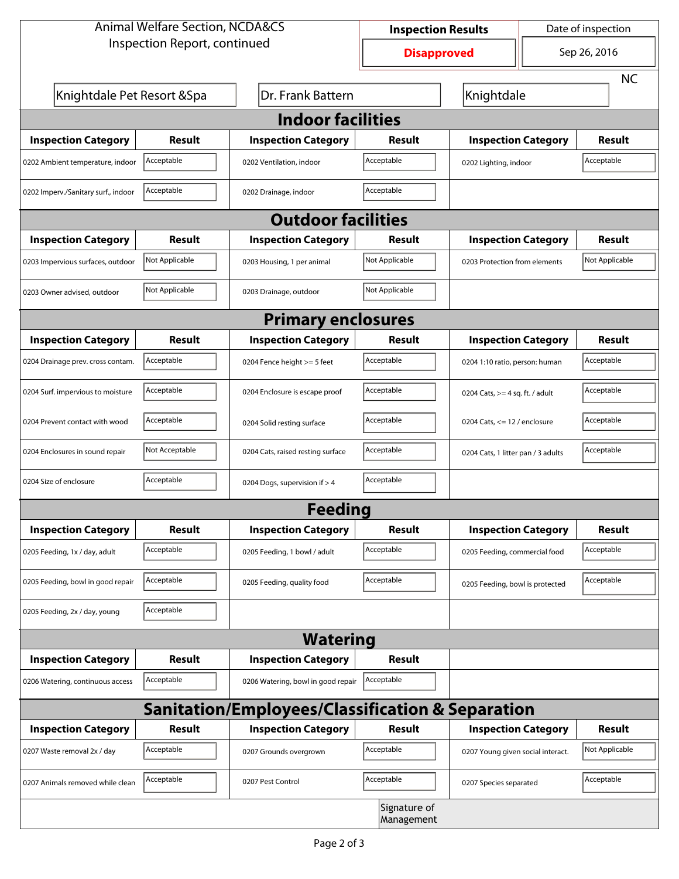Animal Welfare Section, NCDA&CS
Inspection Report, continued

| Inspection Results | Date of inspection |
| --- | --- |
| **Disapproved** | Sep 26, 2016 |

Knightdale Pet Resort &Spa | Dr. Frank Battern | Knightdale | NC

## Indoor facilities

| Inspection Category | Result | Inspection Category | Result | Inspection Category | Result |
| --- | --- | --- | --- | --- | --- |
| 0202 Ambient temperature, indoor | Acceptable | 0202 Ventilation, indoor | Acceptable | 0202 Lighting, indoor | Acceptable |
| 0202 Imperv./Sanitary surf., indoor | Acceptable | 0202 Drainage, indoor | Acceptable | | |

## Outdoor facilities

| Inspection Category | Result | Inspection Category | Result | Inspection Category | Result |
| --- | --- | --- | --- | --- | --- |
| 0203 Impervious surfaces, outdoor | Not Applicable | 0203 Housing, 1 per animal | Not Applicable | 0203 Protection from elements | Not Applicable |
| 0203 Owner advised, outdoor | Not Applicable | 0203 Drainage, outdoor | Not Applicable | | |

## Primary enclosures

| Inspection Category | Result | Inspection Category | Result | Inspection Category | Result |
| --- | --- | --- | --- | --- | --- |
| 0204 Drainage prev. cross contam. | Acceptable | 0204 Fence height >= 5 feet | Acceptable | 0204 1:10 ratio, person: human | Acceptable |
| 0204 Surf. impervious to moisture | Acceptable | 0204 Enclosure is escape proof | Acceptable | 0204 Cats, >= 4 sq. ft. / adult | Acceptable |
| 0204 Prevent contact with wood | Acceptable | 0204 Solid resting surface | Acceptable | 0204 Cats, <= 12 / enclosure | Acceptable |
| 0204 Enclosures in sound repair | Not Acceptable | 0204 Cats, raised resting surface | Acceptable | 0204 Cats, 1 litter pan / 3 adults | Acceptable |
| 0204 Size of enclosure | Acceptable | 0204 Dogs, supervision if > 4 | Acceptable | | |

## Feeding

| Inspection Category | Result | Inspection Category | Result | Inspection Category | Result |
| --- | --- | --- | --- | --- | --- |
| 0205 Feeding, 1x / day, adult | Acceptable | 0205 Feeding, 1 bowl / adult | Acceptable | 0205 Feeding, commercial food | Acceptable |
| 0205 Feeding, bowl in good repair | Acceptable | 0205 Feeding, quality food | Acceptable | 0205 Feeding, bowl is protected | Acceptable |
| 0205 Feeding, 2x / day, young | Acceptable | | | | |

## Watering

| Inspection Category | Result | Inspection Category | Result |
| --- | --- | --- | --- |
| 0206 Watering, continuous access | Acceptable | 0206 Watering, bowl in good repair | Acceptable |

## Sanitation/Employees/Classification & Separation

| Inspection Category | Result | Inspection Category | Result | Inspection Category | Result |
| --- | --- | --- | --- | --- | --- |
| 0207 Waste removal 2x / day | Acceptable | 0207 Grounds overgrown | Acceptable | 0207 Young given social interact. | Not Applicable |
| 0207 Animals removed while clean | Acceptable | 0207 Pest Control | Acceptable | 0207 Species separated | Acceptable |

Signature of Management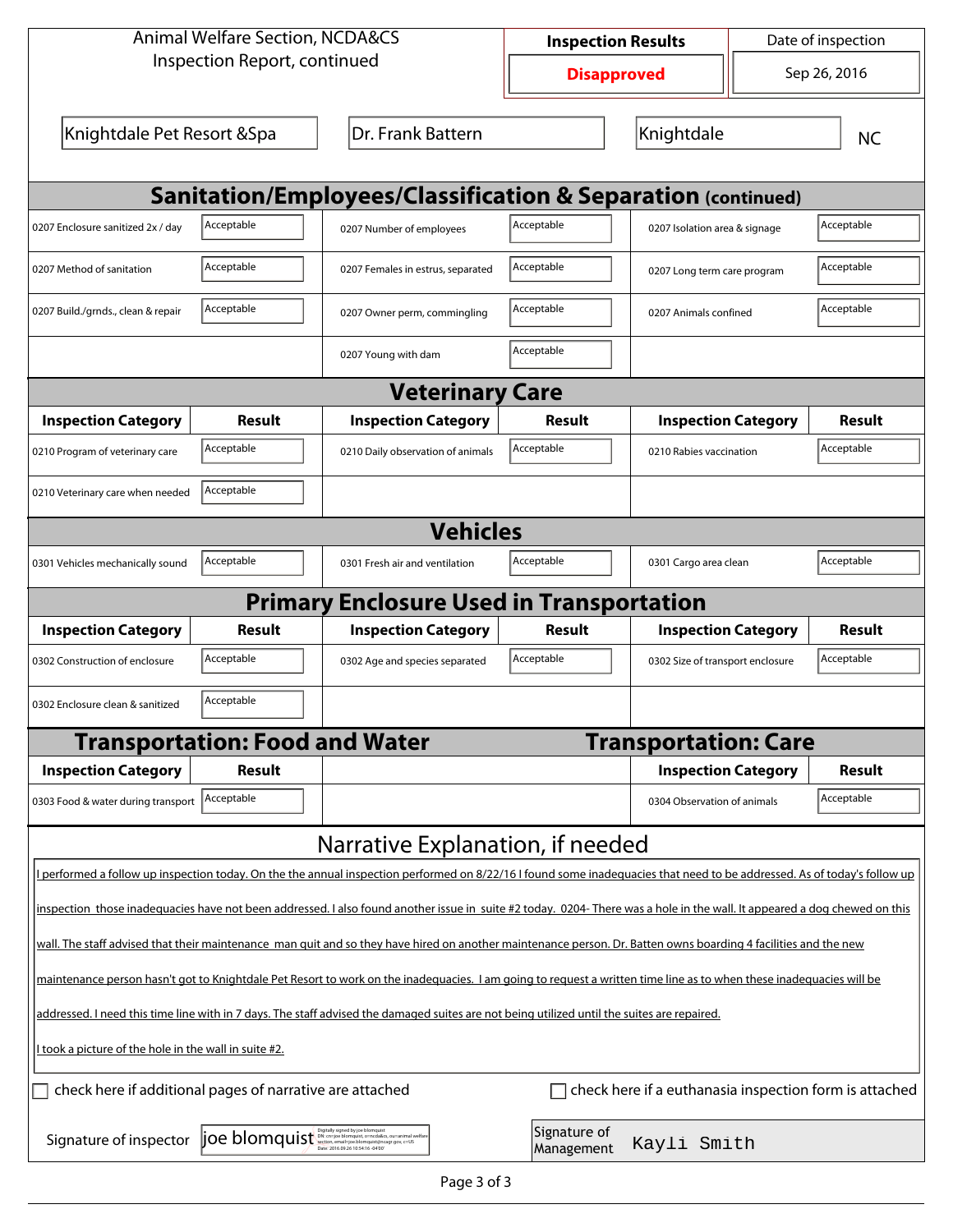Animal Welfare Section, NCDA&CS
Inspection Report, continued

| Inspection Results | Date of inspection |
|---|---|
| **Disapproved** | Sep 26, 2016 |

Knightdale Pet Resort &Spa | Dr. Frank Battern | Knightdale | NC

## Sanitation/Employees/Classification & Separation (continued)

| | | | | | |
|---|---|---|---|---|---|
| 0207 Enclosure sanitized 2x / day | Acceptable | 0207 Number of employees | Acceptable | 0207 Isolation area & signage | Acceptable |
| 0207 Method of sanitation | Acceptable | 0207 Females in estrus, separated | Acceptable | 0207 Long term care program | Acceptable |
| 0207 Build./grnds., clean & repair | Acceptable | 0207 Owner perm, commingling | Acceptable | 0207 Animals confined | Acceptable |
| | | 0207 Young with dam | Acceptable | | |

## Veterinary Care

| Inspection Category | Result | Inspection Category | Result | Inspection Category | Result |
|---|---|---|---|---|---|
| 0210 Program of veterinary care | Acceptable | 0210 Daily observation of animals | Acceptable | 0210 Rabies vaccination | Acceptable |
| 0210 Veterinary care when needed | Acceptable | | | | |

## Vehicles

| | | | | | |
|---|---|---|---|---|---|
| 0301 Vehicles mechanically sound | Acceptable | 0301 Fresh air and ventilation | Acceptable | 0301 Cargo area clean | Acceptable |

## Primary Enclosure Used in Transportation

| Inspection Category | Result | Inspection Category | Result | Inspection Category | Result |
|---|---|---|---|---|---|
| 0302 Construction of enclosure | Acceptable | 0302 Age and species separated | Acceptable | 0302 Size of transport enclosure | Acceptable |
| 0302 Enclosure clean & sanitized | Acceptable | | | | |

## Transportation: Food and Water

| Inspection Category | Result |
|---|---|
| 0303 Food & water during transport | Acceptable |

## Transportation: Care

| Inspection Category | Result |
|---|---|
| 0304 Observation of animals | Acceptable |

## Narrative Explanation, if needed

I performed a follow up inspection today. On the the annual inspection performed on 8/22/16 I found some inadequacies that need to be addressed. As of today's follow up inspection those inadequacies have not been addressed. I also found another issue in suite #2 today. 0204- There was a hole in the wall. It appeared a dog chewed on this wall. The staff advised that their maintenance man quit and so they have hired on another maintenance person. Dr. Batten owns boarding 4 facilities and the new maintenance person hasn't got to Knightdale Pet Resort to work on the inadequacies. I am going to request a written time line as to when these inadequacies will be addressed. I need this time line with in 7 days. The staff advised the damaged suites are not being utilized until the suites are repaired.

I took a picture of the hole in the wall in suite #2.

☐ check here if additional pages of narrative are attached

☐ check here if a euthanasia inspection form is attached

Signature of inspector: joe blomquist (Digitally signed by joe blomquist, Date: 2016.09.26 10:54:16 -04'00')

Signature of Management: Kayli Smith